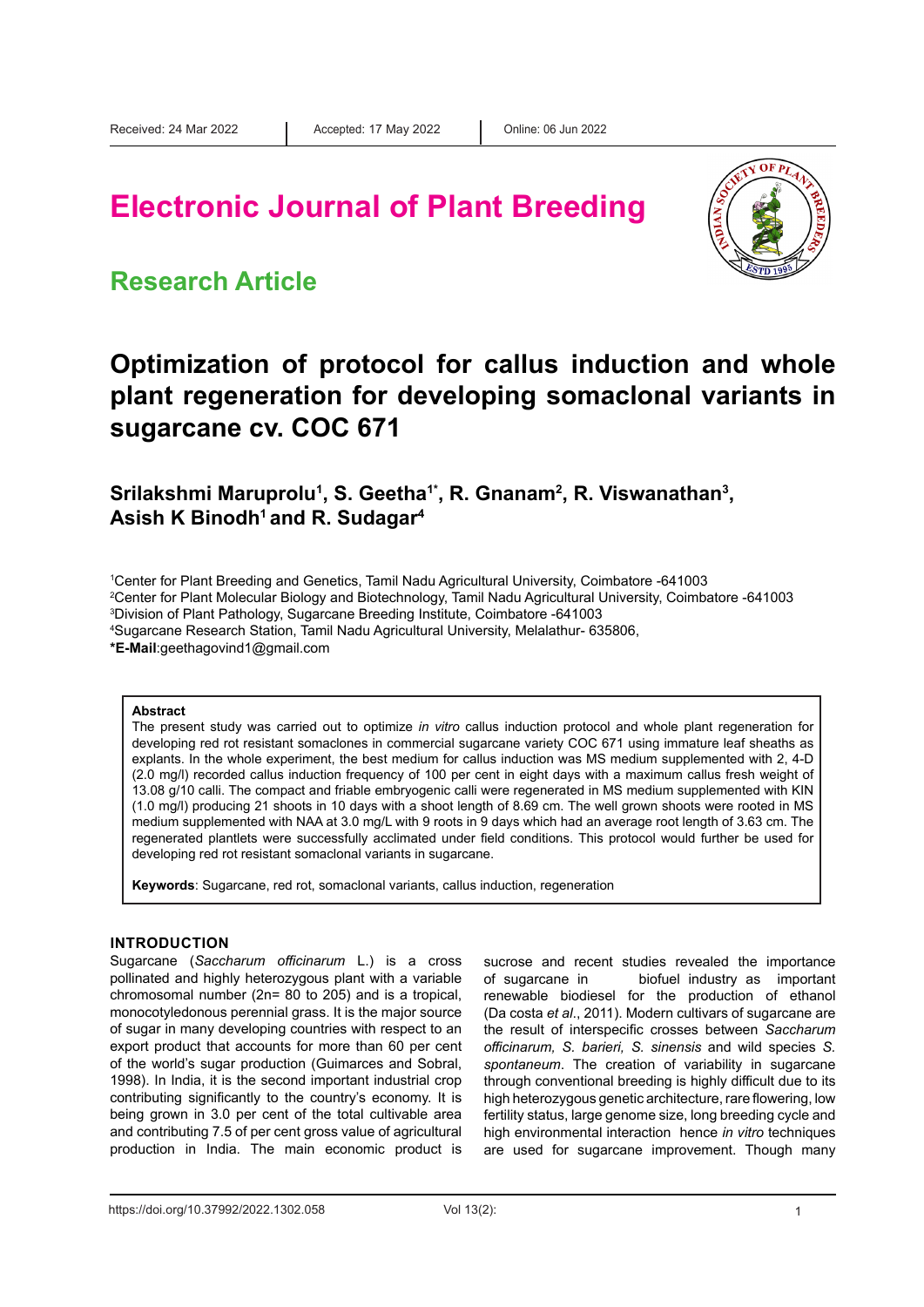Received: 24 Mar 2022 | Accepted: 17 May 2022 | Online: 06 Jun 2022

# Electronic Journal of Plant Breeding

## Research Article

# Optimization of protocol for callus induction and whole plant regeneration for developing somaclonal variants in sugarcane cv. COC 671

**Srilakshmi Maruprolu[1], S. Geetha[1*], R. Gnanam[2], R. Viswanathan[3], Asish K Binodh[1] and R. Sudagar[4]**

[1]Center for Plant Breeding and Genetics, Tamil Nadu Agricultural University, Coimbatore -641003
[2]Center for Plant Molecular Biology and Biotechnology, Tamil Nadu Agricultural University, Coimbatore -641003
[3]Division of Plant Pathology, Sugarcane Breeding Institute, Coimbatore -641003
[4]Sugarcane Research Station, Tamil Nadu Agricultural University, Melalathur- 635806,
**\*E-Mail**:geethagovind1@gmail.com

### Abstract

The present study was carried out to optimize *in vitro* callus induction protocol and whole plant regeneration for developing red rot resistant somaclones in commercial sugarcane variety COC 671 using immature leaf sheaths as explants. In the whole experiment, the best medium for callus induction was MS medium supplemented with 2, 4-D (2.0 mg/l) recorded callus induction frequency of 100 per cent in eight days with a maximum callus fresh weight of 13.08 g/10 calli. The compact and friable embryogenic calli were regenerated in MS medium supplemented with KIN (1.0 mg/l) producing 21 shoots in 10 days with a shoot length of 8.69 cm. The well grown shoots were rooted in MS medium supplemented with NAA at 3.0 mg/L with 9 roots in 9 days which had an average root length of 3.63 cm. The regenerated plantlets were successfully acclimated under field conditions. This protocol would further be used for developing red rot resistant somaclonal variants in sugarcane.

**Keywords**: Sugarcane, red rot, somaclonal variants, callus induction, regeneration

## INTRODUCTION

Sugarcane (*Saccharum officinarum* L.) is a cross pollinated and highly heterozygous plant with a variable chromosomal number (2n= 80 to 205) and is a tropical, monocotyledonous perennial grass. It is the major source of sugar in many developing countries with respect to an export product that accounts for more than 60 per cent of the world's sugar production (Guimarces and Sobral, 1998). In India, it is the second important industrial crop contributing significantly to the country's economy. It is being grown in 3.0 per cent of the total cultivable area and contributing 7.5 of per cent gross value of agricultural production in India. The main economic product is sucrose and recent studies revealed the importance of sugarcane in biofuel industry as important renewable biodiesel for the production of ethanol (Da costa *et al*., 2011). Modern cultivars of sugarcane are the result of interspecific crosses between *Saccharum officinarum, S. barieri, S. sinensis* and wild species *S. spontaneum*. The creation of variability in sugarcane through conventional breeding is highly difficult due to its high heterozygous genetic architecture, rare flowering, low fertility status, large genome size, long breeding cycle and high environmental interaction hence *in vitro* techniques are used for sugarcane improvement. Though many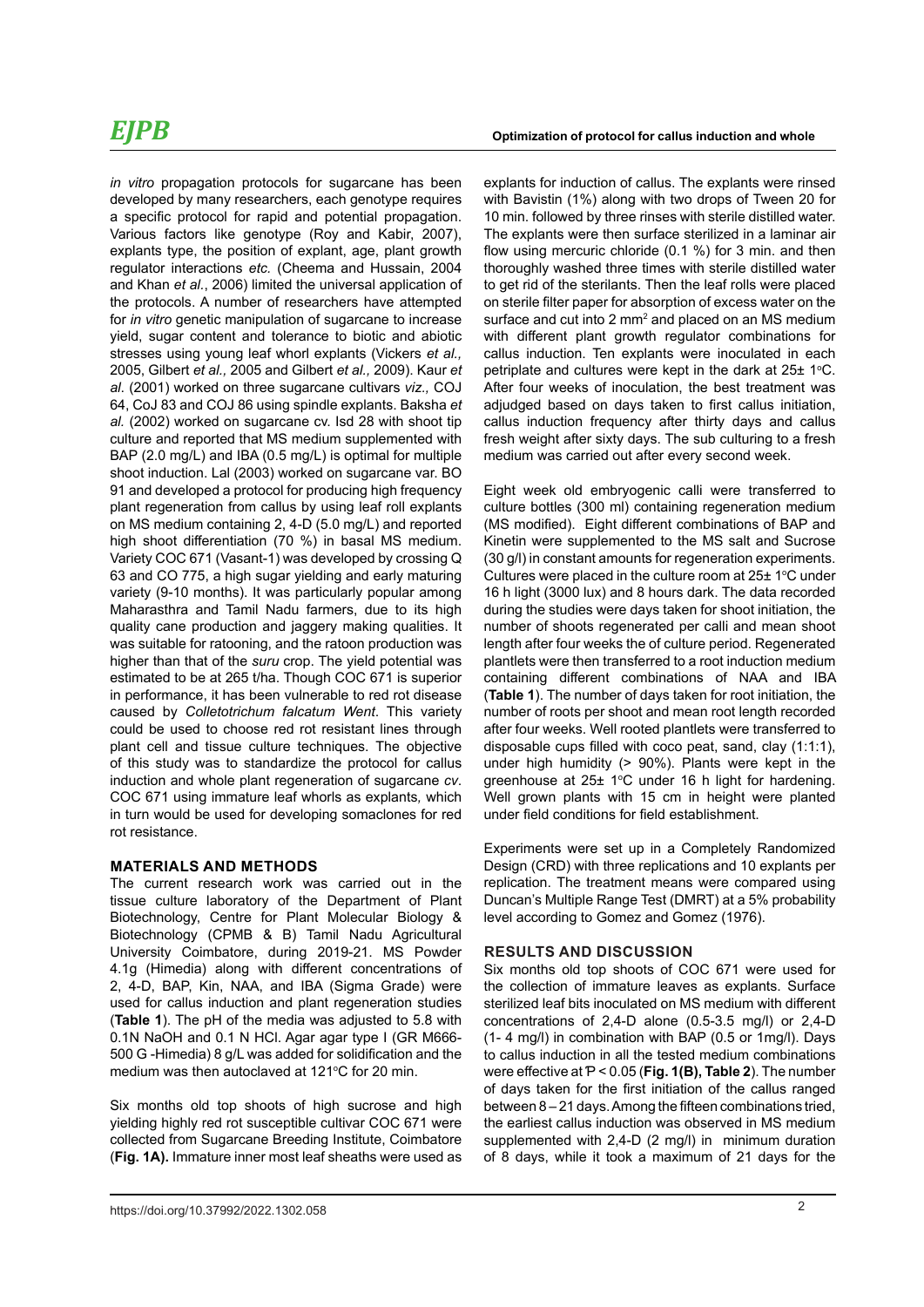*in vitro* propagation protocols for sugarcane has been developed by many researchers, each genotype requires a specific protocol for rapid and potential propagation. Various factors like genotype (Roy and Kabir, 2007), explants type, the position of explant, age, plant growth regulator interactions *etc.* (Cheema and Hussain, 2004 and Khan *et al.*, 2006) limited the universal application of the protocols. A number of researchers have attempted for *in vitro* genetic manipulation of sugarcane to increase yield, sugar content and tolerance to biotic and abiotic stresses using young leaf whorl explants (Vickers *et al.,* 2005, Gilbert *et al.,* 2005 and Gilbert *et al.,* 2009). Kaur *et al*. (2001) worked on three sugarcane cultivars *viz.,* COJ 64, CoJ 83 and COJ 86 using spindle explants. Baksha *et al.* (2002) worked on sugarcane cv. Isd 28 with shoot tip culture and reported that MS medium supplemented with BAP (2.0 mg/L) and IBA (0.5 mg/L) is optimal for multiple shoot induction. Lal (2003) worked on sugarcane var. BO 91 and developed a protocol for producing high frequency plant regeneration from callus by using leaf roll explants on MS medium containing 2, 4-D (5.0 mg/L) and reported high shoot differentiation (70 %) in basal MS medium. Variety COC 671 (Vasant-1) was developed by crossing Q 63 and CO 775, a high sugar yielding and early maturing variety (9-10 months). It was particularly popular among Maharasthra and Tamil Nadu farmers, due to its high quality cane production and jaggery making qualities. It was suitable for ratooning, and the ratoon production was higher than that of the *suru* crop. The yield potential was estimated to be at 265 t/ha. Though COC 671 is superior in performance, it has been vulnerable to red rot disease caused by *Colletotrichum falcatum Went*. This variety could be used to choose red rot resistant lines through plant cell and tissue culture techniques. The objective of this study was to standardize the protocol for callus induction and whole plant regeneration of sugarcane *cv*. COC 671 using immature leaf whorls as explants*,* which in turn would be used for developing somaclones for red rot resistance.

## MATERIALS AND METHODS

The current research work was carried out in the tissue culture laboratory of the Department of Plant Biotechnology, Centre for Plant Molecular Biology & Biotechnology (CPMB & B) Tamil Nadu Agricultural University Coimbatore, during 2019-21. MS Powder 4.1g (Himedia) along with different concentrations of 2, 4-D, BAP, Kin, NAA, and IBA (Sigma Grade) were used for callus induction and plant regeneration studies (**Table 1**). The pH of the media was adjusted to 5.8 with 0.1N NaOH and 0.1 N HCl. Agar agar type I (GR M666-500 G -Himedia) 8 g/L was added for solidification and the medium was then autoclaved at 121°C for 20 min.

Six months old top shoots of high sucrose and high yielding highly red rot susceptible cultivar COC 671 were collected from Sugarcane Breeding Institute, Coimbatore (**Fig. 1A).** Immature inner most leaf sheaths were used as explants for induction of callus. The explants were rinsed with Bavistin (1%) along with two drops of Tween 20 for 10 min. followed by three rinses with sterile distilled water. The explants were then surface sterilized in a laminar air flow using mercuric chloride (0.1 %) for 3 min. and then thoroughly washed three times with sterile distilled water to get rid of the sterilants. Then the leaf rolls were placed on sterile filter paper for absorption of excess water on the surface and cut into 2 $mm^2$ and placed on an MS medium with different plant growth regulator combinations for callus induction. Ten explants were inoculated in each petriplate and cultures were kept in the dark at 25± 1°C. After four weeks of inoculation, the best treatment was adjudged based on days taken to first callus initiation, callus induction frequency after thirty days and callus fresh weight after sixty days. The sub culturing to a fresh medium was carried out after every second week.

Eight week old embryogenic calli were transferred to culture bottles (300 ml) containing regeneration medium (MS modified). Eight different combinations of BAP and Kinetin were supplemented to the MS salt and Sucrose (30 g/l) in constant amounts for regeneration experiments. Cultures were placed in the culture room at 25± 1°C under 16 h light (3000 lux) and 8 hours dark. The data recorded during the studies were days taken for shoot initiation, the number of shoots regenerated per calli and mean shoot length after four weeks the of the culture period. Regenerated plantlets were then transferred to a root induction medium containing different combinations of NAA and IBA (**Table 1**). The number of days taken for root initiation, the number of roots per shoot and mean root length recorded after four weeks. Well rooted plantlets were transferred to disposable cups filled with coco peat, sand, clay (1:1:1), under high humidity (> 90%). Plants were kept in the greenhouse at 25± 1°C under 16 h light for hardening. Well grown plants with 15 cm in height were planted under field conditions for field establishment.

Experiments were set up in a Completely Randomized Design (CRD) with three replications and 10 explants per replication. The treatment means were compared using Duncan's Multiple Range Test (DMRT) at a 5% probability level according to Gomez and Gomez (1976).

## RESULTS AND DISCUSSION

Six months old top shoots of COC 671 were used for the collection of immature leaves as explants. Surface sterilized leaf bits inoculated on MS medium with different concentrations of 2,4-D alone (0.5-3.5 mg/l) or 2,4-D (1- 4 mg/l) in combination with BAP (0.5 or 1mg/l). Days to callus induction in all the tested medium combinations were effective at $P < 0.05$ (**Fig. 1(B), Table 2**). The number of days taken for the first initiation of the callus ranged between 8 – 21 days. Among the fifteen combinations tried, the earliest callus induction was observed in MS medium supplemented with 2,4-D (2 mg/l) in minimum duration of 8 days, while it took a maximum of 21 days for the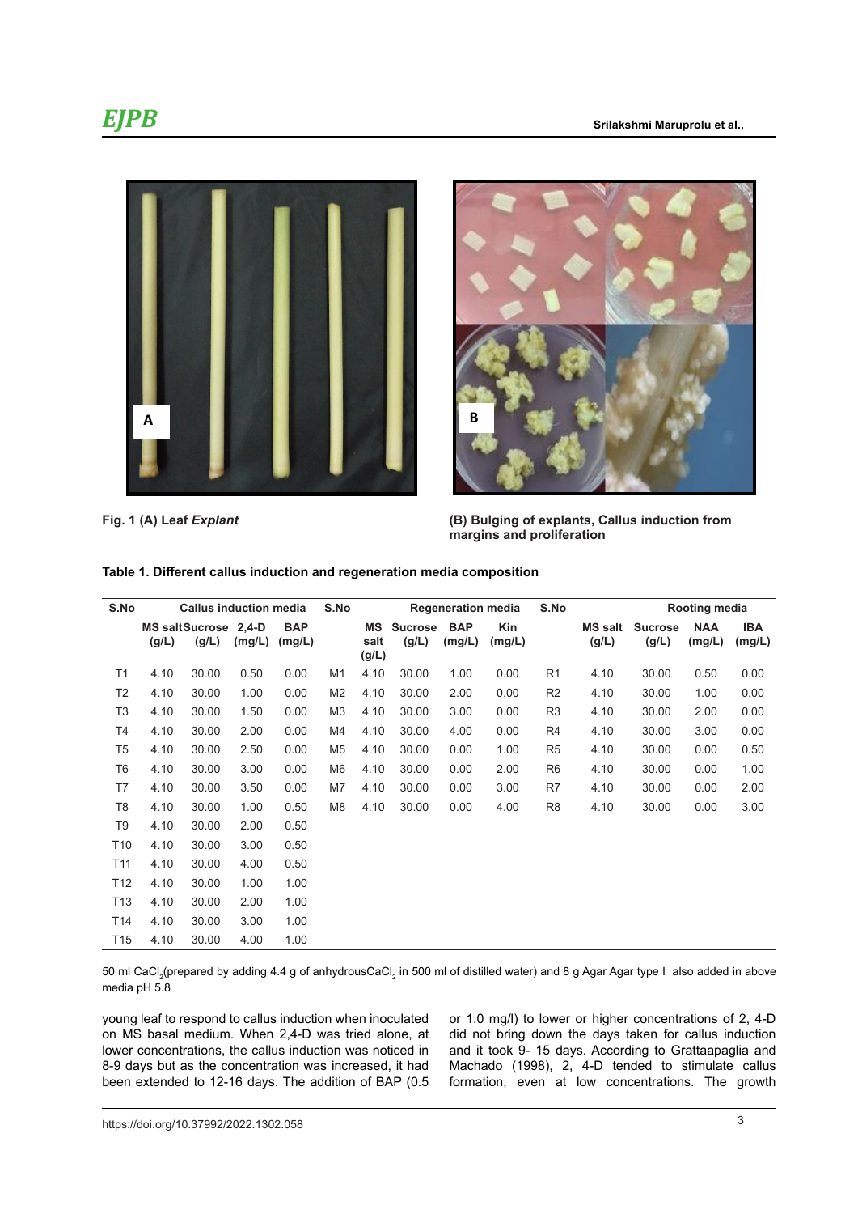Fig. 1 (A) Leaf *Explant*

(B) Bulging of explants, Callus induction from margins and proliferation

**Table 1. Different callus induction and regeneration media composition**

| S.No | Callus induction media | | | | S.No | Regeneration media | | | | S.No | Rooting media | | | |
|---|---|---|---|---|---|---|---|---|---|---|---|---|---|---|
| | MS salt (g/L) | Sucrose (g/L) | 2,4-D (mg/L) | BAP (mg/L) | | MS salt (g/L) | Sucrose (g/L) | BAP (mg/L) | Kin (mg/L) | | MS salt (g/L) | Sucrose (g/L) | NAA (mg/L) | IBA (mg/L) |
| T1 | 4.10 | 30.00 | 0.50 | 0.00 | M1 | 4.10 | 30.00 | 1.00 | 0.00 | R1 | 4.10 | 30.00 | 0.50 | 0.00 |
| T2 | 4.10 | 30.00 | 1.00 | 0.00 | M2 | 4.10 | 30.00 | 2.00 | 0.00 | R2 | 4.10 | 30.00 | 1.00 | 0.00 |
| T3 | 4.10 | 30.00 | 1.50 | 0.00 | M3 | 4.10 | 30.00 | 3.00 | 0.00 | R3 | 4.10 | 30.00 | 2.00 | 0.00 |
| T4 | 4.10 | 30.00 | 2.00 | 0.00 | M4 | 4.10 | 30.00 | 4.00 | 0.00 | R4 | 4.10 | 30.00 | 3.00 | 0.00 |
| T5 | 4.10 | 30.00 | 2.50 | 0.00 | M5 | 4.10 | 30.00 | 0.00 | 1.00 | R5 | 4.10 | 30.00 | 0.00 | 0.50 |
| T6 | 4.10 | 30.00 | 3.00 | 0.00 | M6 | 4.10 | 30.00 | 0.00 | 2.00 | R6 | 4.10 | 30.00 | 0.00 | 1.00 |
| T7 | 4.10 | 30.00 | 3.50 | 0.00 | M7 | 4.10 | 30.00 | 0.00 | 3.00 | R7 | 4.10 | 30.00 | 0.00 | 2.00 |
| T8 | 4.10 | 30.00 | 1.00 | 0.50 | M8 | 4.10 | 30.00 | 0.00 | 4.00 | R8 | 4.10 | 30.00 | 0.00 | 3.00 |
| T9 | 4.10 | 30.00 | 2.00 | 0.50 | | | | | | | | | | |
| T10 | 4.10 | 30.00 | 3.00 | 0.50 | | | | | | | | | | |
| T11 | 4.10 | 30.00 | 4.00 | 0.50 | | | | | | | | | | |
| T12 | 4.10 | 30.00 | 1.00 | 1.00 | | | | | | | | | | |
| T13 | 4.10 | 30.00 | 2.00 | 1.00 | | | | | | | | | | |
| T14 | 4.10 | 30.00 | 3.00 | 1.00 | | | | | | | | | | |
| T15 | 4.10 | 30.00 | 4.00 | 1.00 | | | | | | | | | | |

50 ml $CaCl_2$(prepared by adding 4.4 g of anhydrous$CaCl_2$ in 500 ml of distilled water) and 8 g Agar Agar type I also added in above media pH 5.8

young leaf to respond to callus induction when inoculated on MS basal medium. When 2,4-D was tried alone, at lower concentrations, the callus induction was noticed in 8-9 days but as the concentration was increased, it had been extended to 12-16 days. The addition of BAP (0.5 or 1.0 mg/l) to lower or higher concentrations of 2, 4-D did not bring down the days taken for callus induction and it took 9- 15 days. According to Grattaapaglia and Machado (1998), 2, 4-D tended to stimulate callus formation, even at low concentrations. The growth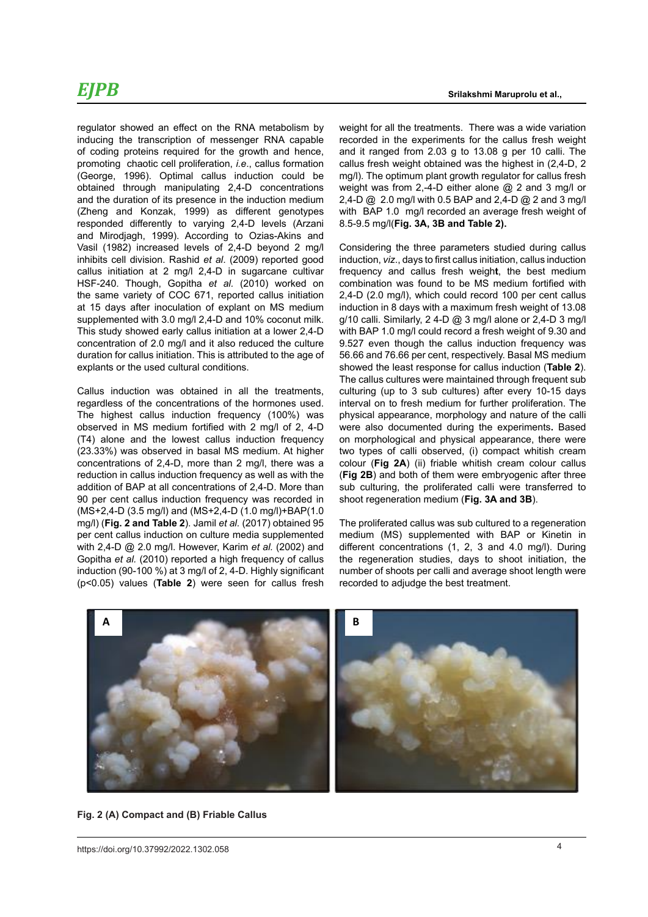regulator showed an effect on the RNA metabolism by inducing the transcription of messenger RNA capable of coding proteins required for the growth and hence, promoting chaotic cell proliferation, *i.e*., callus formation (George, 1996). Optimal callus induction could be obtained through manipulating 2,4-D concentrations and the duration of its presence in the induction medium (Zheng and Konzak, 1999) as different genotypes responded differently to varying 2,4-D levels (Arzani and Mirodjagh, 1999). According to Ozias-Akins and Vasil (1982) increased levels of 2,4-D beyond 2 mg/l inhibits cell division. Rashid *et al*. (2009) reported good callus initiation at 2 mg/l 2,4-D in sugarcane cultivar HSF-240. Though, Gopitha *et al*. (2010) worked on the same variety of COC 671, reported callus initiation at 15 days after inoculation of explant on MS medium supplemented with 3.0 mg/l 2,4-D and 10% coconut milk. This study showed early callus initiation at a lower 2,4-D concentration of 2.0 mg/l and it also reduced the culture duration for callus initiation. This is attributed to the age of explants or the used cultural conditions.

Callus induction was obtained in all the treatments, regardless of the concentrations of the hormones used. The highest callus induction frequency (100%) was observed in MS medium fortified with 2 mg/l of 2, 4-D (T4) alone and the lowest callus induction frequency (23.33%) was observed in basal MS medium. At higher concentrations of 2,4-D, more than 2 mg/l, there was a reduction in callus induction frequency as well as with the addition of BAP at all concentrations of 2,4-D. More than 90 per cent callus induction frequency was recorded in (MS+2,4-D (3.5 mg/l) and (MS+2,4-D (1.0 mg/l)+BAP(1.0 mg/l) (**Fig. 2 and Table 2**). Jamil *et al.* (2017) obtained 95 per cent callus induction on culture media supplemented with 2,4-D @ 2.0 mg/l. However, Karim *et al.* (2002) and Gopitha *et al.* (2010) reported a high frequency of callus induction (90-100 %) at 3 mg/l of 2, 4-D. Highly significant ($p<0.05$) values (**Table 2**) were seen for callus fresh weight for all the treatments. There was a wide variation recorded in the experiments for the callus fresh weight and it ranged from 2.03 g to 13.08 g per 10 calli. The callus fresh weight obtained was the highest in (2,4-D, 2 mg/l). The optimum plant growth regulator for callus fresh weight was from 2,-4-D either alone @ 2 and 3 mg/l or 2,4-D @ 2.0 mg/l with 0.5 BAP and 2,4-D @ 2 and 3 mg/l with BAP 1.0 mg/l recorded an average fresh weight of 8.5-9.5 mg/l(**Fig. 3A, 3B and Table 2).**

Considering the three parameters studied during callus induction, *viz*., days to first callus initiation, callus induction frequency and callus fresh weight, the best medium combination was found to be MS medium fortified with 2,4-D (2.0 mg/l), which could record 100 per cent callus induction in 8 days with a maximum fresh weight of 13.08 g/10 calli. Similarly, 2 4-D @ 3 mg/l alone or 2,4-D 3 mg/l with BAP 1.0 mg/l could record a fresh weight of 9.30 and 9.527 even though the callus induction frequency was 56.66 and 76.66 per cent, respectively. Basal MS medium showed the least response for callus induction (**Table 2**). The callus cultures were maintained through frequent sub culturing (up to 3 sub cultures) after every 10-15 days interval on to fresh medium for further proliferation. The physical appearance, morphology and nature of the calli were also documented during the experiments**.** Based on morphological and physical appearance, there were two types of calli observed, (i) compact whitish cream colour (**Fig 2A**) (ii) friable whitish cream colour callus (**Fig 2B**) and both of them were embryogenic after three sub culturing, the proliferated calli were transferred to shoot regeneration medium (**Fig. 3A and 3B**).

The proliferated callus was sub cultured to a regeneration medium (MS) supplemented with BAP or Kinetin in different concentrations (1, 2, 3 and 4.0 mg/l). During the regeneration studies, days to shoot initiation, the number of shoots per calli and average shoot length were recorded to adjudge the best treatment.

**Fig. 2 (A) Compact and (B) Friable Callus**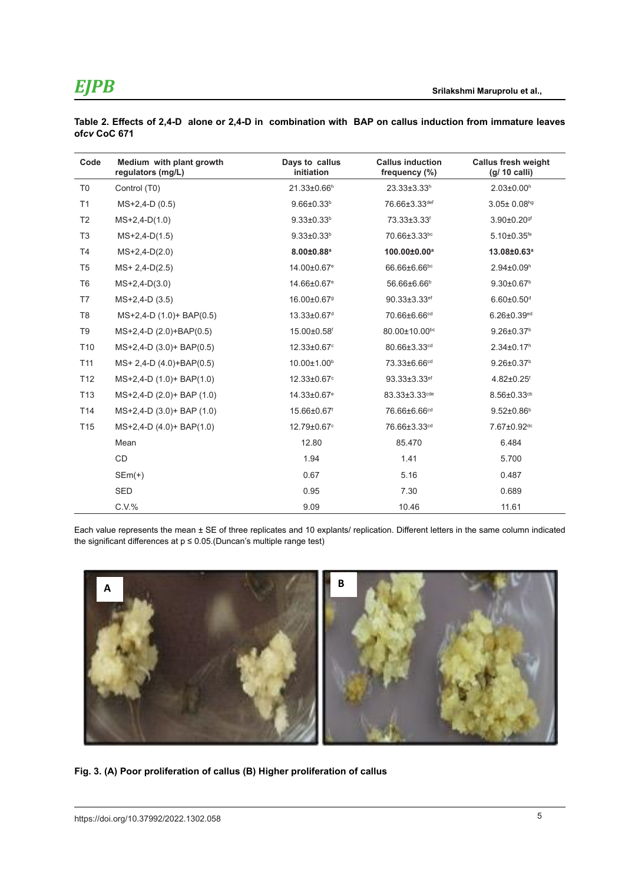**Table 2. Effects of 2,4-D alone or 2,4-D in combination with BAP on callus induction from immature leaves of *cv* CoC 671**

| Code | Medium with plant growth regulators (mg/L) | Days to callus initiation | Callus induction frequency (%) | Callus fresh weight (g/ 10 calli) |
|---|---|---|---|---|
| T0 | Control (T0) | 21.33±0.66[h] | 23.33±3.33[h] | 2.03±0.00[h] |
| T1 | MS+2,4-D (0.5) | 9.66±0.33[b] | 76.66±3.33[def] | 3.05± 0.08[hg] |
| T2 | MS+2,4-D(1.0) | 9.33±0.33[b] | 73.33±3.33[f] | 3.90±0.20[gf] |
| T3 | MS+2,4-D(1.5) | 9.33±0.33[b] | 70.66±3.33[bc] | 5.10±0.35[fe] |
| T4 | MS+2,4-D(2.0) | **8.00±0.88[a]** | **100.00±0.00[a]** | **13.08±0.63[a]** |
| T5 | MS+ 2,4-D(2.5) | 14.00±0.67[e] | 66.66±6.66[bc] | 2.94±0.09[h] |
| T6 | MS+2,4-D(3.0) | 14.66±0.67[e] | 56.66±6.66[b] | 9.30±0.67[b] |
| T7 | MS+2,4-D (3.5) | 16.00±0.67[g] | 90.33±3.33[ef] | 6.60±0.50[d] |
| T8 | MS+2,4-D (1.0)+ BAP(0.5) | 13.33±0.67[d] | 70.66±6.66[cd] | 6.26±0.39[ed] |
| T9 | MS+2,4-D (2.0)+BAP(0.5) | 15.00±0.58[f] | 80.00±10.00[bc] | 9.26±0.37[b] |
| T10 | MS+2,4-D (3.0)+ BAP(0.5) | 12.33±0.67[c] | 80.66±3.33[cd] | 2.34±0.17[h] |
| T11 | MS+ 2,4-D (4.0)+BAP(0.5) | 10.00±1.00[b] | 73.33±6.66[cd] | 9.26±0.37[b] |
| T12 | MS+2,4-D (1.0)+ BAP(1.0) | 12.33±0.67[c] | 93.33±3.33[ef] | 4.82±0.25[f] |
| T13 | MS+2,4-D (2.0)+ BAP (1.0) | 14.33±0.67[e] | 83.33±3.33[cde] | 8.56±0.33[cb] |
| T14 | MS+2,4-D (3.0)+ BAP (1.0) | 15.66±0.67[f] | 76.66±6.66[cd] | 9.52±0.86[b] |
| T15 | MS+2,4-D (4.0)+ BAP(1.0) | 12.79±0.67[c] | 76.66±3.33[cd] | 7.67±0.92[dc] |
| | Mean | 12.80 | 85.470 | 6.484 |
| | CD | 1.94 | 1.41 | 5.700 |
| | SEm(+) | 0.67 | 5.16 | 0.487 |
| | SED | 0.95 | 7.30 | 0.689 |
| | C.V.% | 9.09 | 10.46 | 11.61 |

Each value represents the mean ± SE of three replicates and 10 explants/ replication. Different letters in the same column indicated the significant differences at $p \leq 0.05$.(Duncan's multiple range test)

**Fig. 3. (A) Poor proliferation of callus (B) Higher proliferation of callus**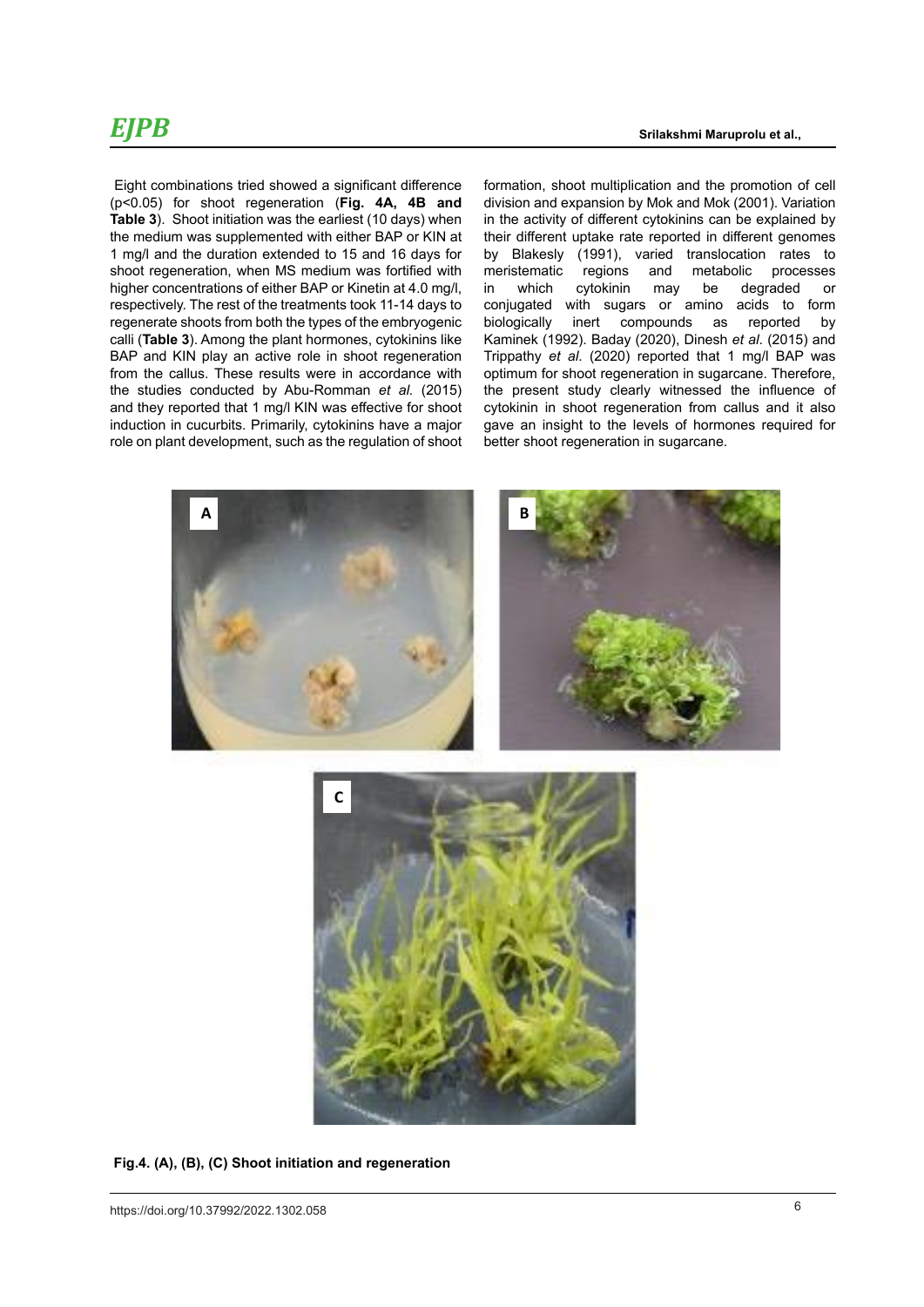Eight combinations tried showed a significant difference ($p<0.05$) for shoot regeneration (**Fig. 4A, 4B and Table 3**). Shoot initiation was the earliest (10 days) when the medium was supplemented with either BAP or KIN at 1 mg/l and the duration extended to 15 and 16 days for shoot regeneration, when MS medium was fortified with higher concentrations of either BAP or Kinetin at 4.0 mg/l, respectively. The rest of the treatments took 11-14 days to regenerate shoots from both the types of the embryogenic calli (**Table 3**). Among the plant hormones, cytokinins like BAP and KIN play an active role in shoot regeneration from the callus. These results were in accordance with the studies conducted by Abu-Romman *et al.* (2015) and they reported that 1 mg/l KIN was effective for shoot induction in cucurbits. Primarily, cytokinins have a major role on plant development, such as the regulation of shoot formation, shoot multiplication and the promotion of cell division and expansion by Mok and Mok (2001). Variation in the activity of different cytokinins can be explained by their different uptake rate reported in different genomes by Blakesly (1991), varied translocation rates to meristematic regions and metabolic processes in which cytokinin may be degraded or conjugated with sugars or amino acids to form biologically inert compounds as reported by Kaminek (1992). Baday (2020), Dinesh *et al.* (2015) and Trippathy *et al.* (2020) reported that 1 mg/l BAP was optimum for shoot regeneration in sugarcane. Therefore, the present study clearly witnessed the influence of cytokinin in shoot regeneration from callus and it also gave an insight to the levels of hormones required for better shoot regeneration in sugarcane.

**Fig.4. (A), (B), (C) Shoot initiation and regeneration**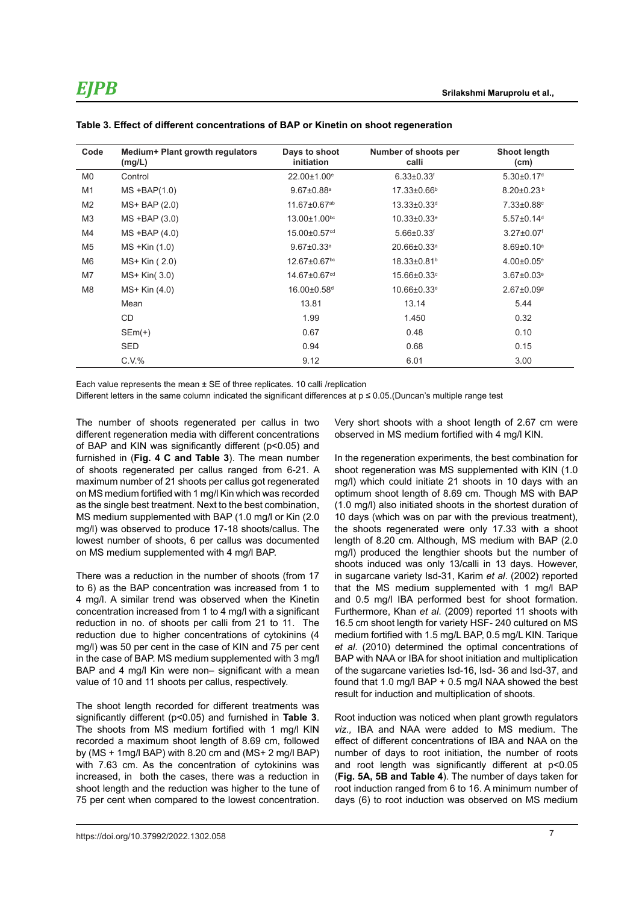**Table 3. Effect of different concentrations of BAP or Kinetin on shoot regeneration**

| Code | Medium+ Plant growth regulators (mg/L) | Days to shoot initiation | Number of shoots per calli | Shoot length (cm) |
|---|---|---|---|---|
| M0 | Control | 22.00±1.00[e] | 6.33±0.33[f] | 5.30±0.17[d] |
| M1 | MS +BAP(1.0) | 9.67±0.88[a] | 17.33±0.66[b] | 8.20±0.23[b] |
| M2 | MS+ BAP (2.0) | 11.67±0.67[ab] | 13.33±0.33[d] | 7.33±0.88[c] |
| M3 | MS +BAP (3.0) | 13.00±1.00[bc] | 10.33±0.33[e] | 5.57±0.14[d] |
| M4 | MS +BAP (4.0) | 15.00±0.57[cd] | 5.66±0.33[f] | 3.27±0.07[f] |
| M5 | MS +Kin (1.0) | 9.67±0.33[a] | 20.66±0.33[a] | 8.69±0.10[a] |
| M6 | MS+ Kin ( 2.0) | 12.67±0.67[bc] | 18.33±0.81[b] | 4.00±0.05[e] |
| M7 | MS+ Kin( 3.0) | 14.67±0.67[cd] | 15.66±0.33[c] | 3.67±0.03[e] |
| M8 | MS+ Kin (4.0) | 16.00±0.58[d] | 10.66±0.33[e] | 2.67±0.09[g] |
| | Mean | 13.81 | 13.14 | 5.44 |
| | CD | 1.99 | 1.450 | 0.32 |
| | SEm(+) | 0.67 | 0.48 | 0.10 |
| | SED | 0.94 | 0.68 | 0.15 |
| | C.V.% | 9.12 | 6.01 | 3.00 |

Each value represents the mean ± SE of three replicates. 10 calli /replication

Different letters in the same column indicated the significant differences at $p \leq 0.05$.(Duncan's multiple range test

The number of shoots regenerated per callus in two different regeneration media with different concentrations of BAP and KIN was significantly different ($p<0.05$) and furnished in (**Fig. 4 C and Table 3**). The mean number of shoots regenerated per callus ranged from 6-21. A maximum number of 21 shoots per callus got regenerated on MS medium fortified with 1 mg/l Kin which was recorded as the single best treatment. Next to the best combination, MS medium supplemented with BAP (1.0 mg/l or Kin (2.0 mg/l) was observed to produce 17-18 shoots/callus. The lowest number of shoots, 6 per callus was documented on MS medium supplemented with 4 mg/l BAP.

There was a reduction in the number of shoots (from 17 to 6) as the BAP concentration was increased from 1 to 4 mg/l. A similar trend was observed when the Kinetin concentration increased from 1 to 4 mg/l with a significant reduction in no. of shoots per calli from 21 to 11. The reduction due to higher concentrations of cytokinins (4 mg/l) was 50 per cent in the case of KIN and 75 per cent in the case of BAP. MS medium supplemented with 3 mg/l BAP and 4 mg/l Kin were non– significant with a mean value of 10 and 11 shoots per callus, respectively.

The shoot length recorded for different treatments was significantly different ($p<0.05$) and furnished in **Table 3**. The shoots from MS medium fortified with 1 mg/l KIN recorded a maximum shoot length of 8.69 cm, followed by (MS + 1mg/l BAP) with 8.20 cm and (MS+ 2 mg/l BAP) with 7.63 cm. As the concentration of cytokinins was increased, in both the cases, there was a reduction in shoot length and the reduction was higher to the tune of 75 per cent when compared to the lowest concentration. Very short shoots with a shoot length of 2.67 cm were observed in MS medium fortified with 4 mg/l KIN.

In the regeneration experiments, the best combination for shoot regeneration was MS supplemented with KIN (1.0 mg/l) which could initiate 21 shoots in 10 days with an optimum shoot length of 8.69 cm. Though MS with BAP (1.0 mg/l) also initiated shoots in the shortest duration of 10 days (which was on par with the previous treatment), the shoots regenerated were only 17.33 with a shoot length of 8.20 cm. Although, MS medium with BAP (2.0 mg/l) produced the lengthier shoots but the number of shoots induced was only 13/calli in 13 days. However, in sugarcane variety Isd-31, Karim *et al*. (2002) reported that the MS medium supplemented with 1 mg/l BAP and 0.5 mg/l IBA performed best for shoot formation. Furthermore, Khan *et al*. (2009) reported 11 shoots with 16.5 cm shoot length for variety HSF- 240 cultured on MS medium fortified with 1.5 mg/L BAP, 0.5 mg/L KIN. Tarique *et al*. (2010) determined the optimal concentrations of BAP with NAA or IBA for shoot initiation and multiplication of the sugarcane varieties Isd-16, Isd- 36 and Isd-37, and found that 1.0 mg/l BAP + 0.5 mg/l NAA showed the best result for induction and multiplication of shoots.

Root induction was noticed when plant growth regulators *viz.,* IBA and NAA were added to MS medium. The effect of different concentrations of IBA and NAA on the number of days to root initiation, the number of roots and root length was significantly different at $p<0.05$ (**Fig. 5A, 5B and Table 4**). The number of days taken for root induction ranged from 6 to 16. A minimum number of days (6) to root induction was observed on MS medium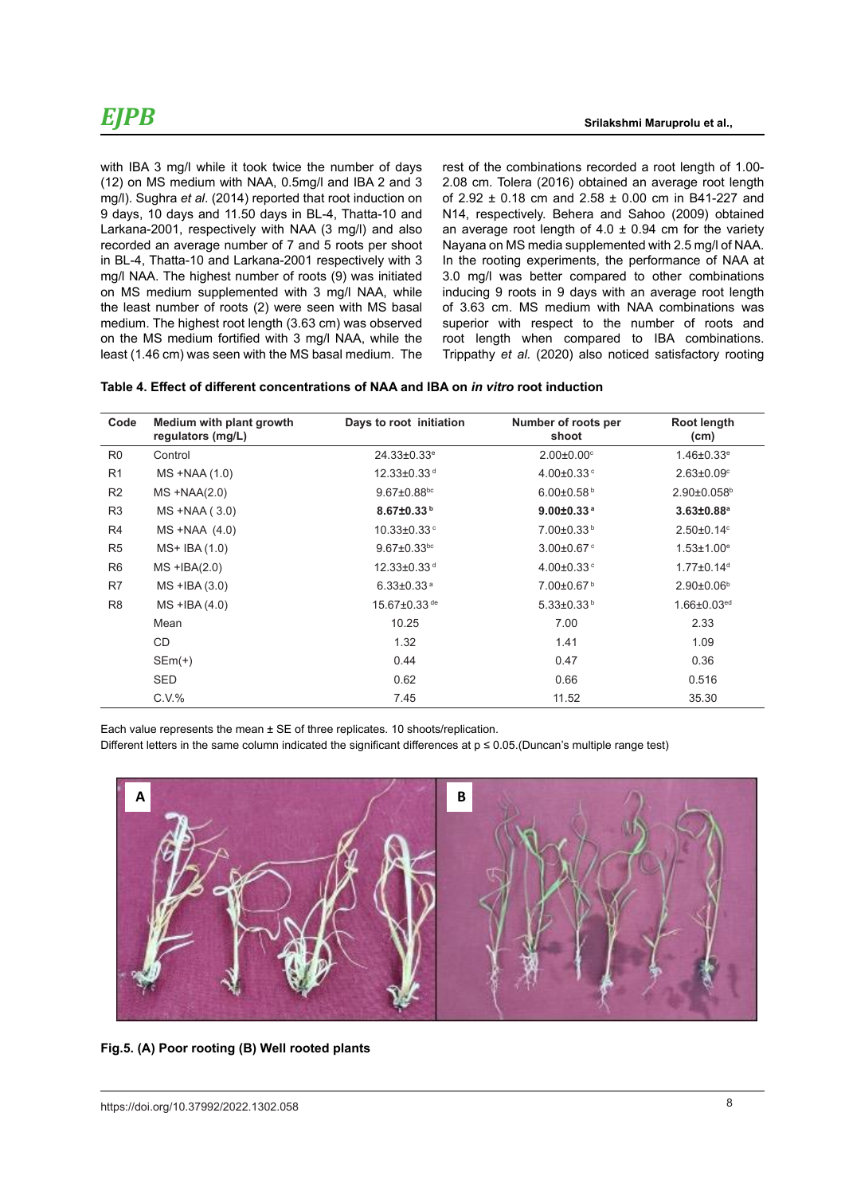with IBA 3 mg/l while it took twice the number of days (12) on MS medium with NAA, 0.5mg/l and IBA 2 and 3 mg/l). Sughra *et al*. (2014) reported that root induction on 9 days, 10 days and 11.50 days in BL-4, Thatta-10 and Larkana-2001, respectively with NAA (3 mg/l) and also recorded an average number of 7 and 5 roots per shoot in BL-4, Thatta-10 and Larkana-2001 respectively with 3 mg/l NAA. The highest number of roots (9) was initiated on MS medium supplemented with 3 mg/l NAA, while the least number of roots (2) were seen with MS basal medium. The highest root length (3.63 cm) was observed on the MS medium fortified with 3 mg/l NAA, while the least (1.46 cm) was seen with the MS basal medium. The rest of the combinations recorded a root length of 1.00-2.08 cm. Tolera (2016) obtained an average root length of 2.92 ± 0.18 cm and 2.58 ± 0.00 cm in B41-227 and N14, respectively. Behera and Sahoo (2009) obtained an average root length of 4.0 ± 0.94 cm for the variety Nayana on MS media supplemented with 2.5 mg/l of NAA. In the rooting experiments, the performance of NAA at 3.0 mg/l was better compared to other combinations inducing 9 roots in 9 days with an average root length of 3.63 cm. MS medium with NAA combinations was superior with respect to the number of roots and root length when compared to IBA combinations. Trippathy *et al.* (2020) also noticed satisfactory rooting

**Table 4. Effect of different concentrations of NAA and IBA on *in vitro* root induction**

| Code | Medium with plant growth regulators (mg/L) | Days to root initiation | Number of roots per shoot | Root length (cm) |
|---|---|---|---|---|
| R0 | Control | 24.33±0.33[e] | 2.00±0.00[c] | 1.46±0.33[e] |
| R1 | MS +NAA (1.0) | 12.33±0.33[d] | 4.00±0.33[c] | 2.63±0.09[c] |
| R2 | MS +NAA(2.0) | 9.67±0.88[bc] | 6.00±0.58[b] | 2.90±0.058[b] |
| R3 | MS +NAA ( 3.0) | **8.67±0.33[b]** | **9.00±0.33[a]** | **3.63±0.88[a]** |
| R4 | MS +NAA (4.0) | 10.33±0.33[c] | 7.00±0.33[b] | 2.50±0.14[c] |
| R5 | MS+ IBA (1.0) | 9.67±0.33[bc] | 3.00±0.67[c] | 1.53±1.00[e] |
| R6 | MS +IBA(2.0) | 12.33±0.33[d] | 4.00±0.33[c] | 1.77±0.14[d] |
| R7 | MS +IBA (3.0) | 6.33±0.33[a] | 7.00±0.67[b] | 2.90±0.06[b] |
| R8 | MS +IBA (4.0) | 15.67±0.33[de] | 5.33±0.33[b] | 1.66±0.03[ed] |
| | Mean | 10.25 | 7.00 | 2.33 |
| | CD | 1.32 | 1.41 | 1.09 |
| | SEm(+) | 0.44 | 0.47 | 0.36 |
| | SED | 0.62 | 0.66 | 0.516 |
| | C.V.% | 7.45 | 11.52 | 35.30 |

Each value represents the mean ± SE of three replicates. 10 shoots/replication.
Different letters in the same column indicated the significant differences at $p \leq 0.05$.(Duncan's multiple range test)

**Fig.5. (A) Poor rooting (B) Well rooted plants**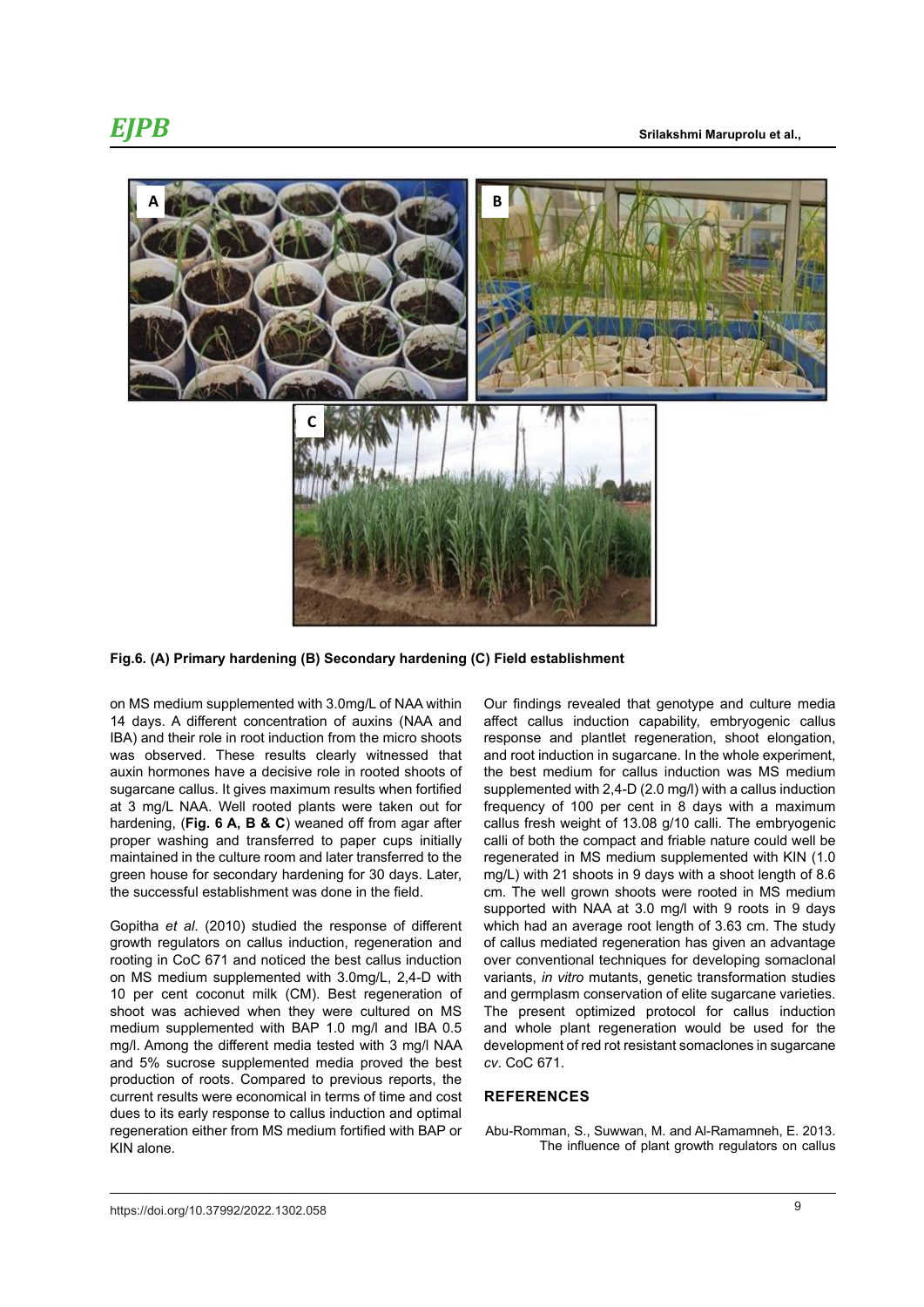Fig.6. (A) Primary hardening (B) Secondary hardening (C) Field establishment

on MS medium supplemented with 3.0mg/L of NAA within 14 days. A different concentration of auxins (NAA and IBA) and their role in root induction from the micro shoots was observed. These results clearly witnessed that auxin hormones have a decisive role in rooted shoots of sugarcane callus. It gives maximum results when fortified at 3 mg/L NAA. Well rooted plants were taken out for hardening, (**Fig. 6 A, B & C**) weaned off from agar after proper washing and transferred to paper cups initially maintained in the culture room and later transferred to the green house for secondary hardening for 30 days. Later, the successful establishment was done in the field.

Gopitha *et al.* (2010) studied the response of different growth regulators on callus induction, regeneration and rooting in CoC 671 and noticed the best callus induction on MS medium supplemented with 3.0mg/L, 2,4-D with 10 per cent coconut milk (CM). Best regeneration of shoot was achieved when they were cultured on MS medium supplemented with BAP 1.0 mg/l and IBA 0.5 mg/l. Among the different media tested with 3 mg/l NAA and 5% sucrose supplemented media proved the best production of roots. Compared to previous reports, the current results were economical in terms of time and cost dues to its early response to callus induction and optimal regeneration either from MS medium fortified with BAP or KIN alone.

Our findings revealed that genotype and culture media affect callus induction capability, embryogenic callus response and plantlet regeneration, shoot elongation, and root induction in sugarcane. In the whole experiment, the best medium for callus induction was MS medium supplemented with 2,4-D (2.0 mg/l) with a callus induction frequency of 100 per cent in 8 days with a maximum callus fresh weight of 13.08 g/10 calli. The embryogenic calli of both the compact and friable nature could well be regenerated in MS medium supplemented with KIN (1.0 mg/L) with 21 shoots in 9 days with a shoot length of 8.6 cm. The well grown shoots were rooted in MS medium supported with NAA at 3.0 mg/l with 9 roots in 9 days which had an average root length of 3.63 cm. The study of callus mediated regeneration has given an advantage over conventional techniques for developing somaclonal variants, *in vitro* mutants, genetic transformation studies and germplasm conservation of elite sugarcane varieties. The present optimized protocol for callus induction and whole plant regeneration would be used for the development of red rot resistant somaclones in sugarcane *cv*. CoC 671.

## REFERENCES

Abu-Romman, S., Suwwan, M. and Al-Ramamneh, E. 2013. The influence of plant growth regulators on callus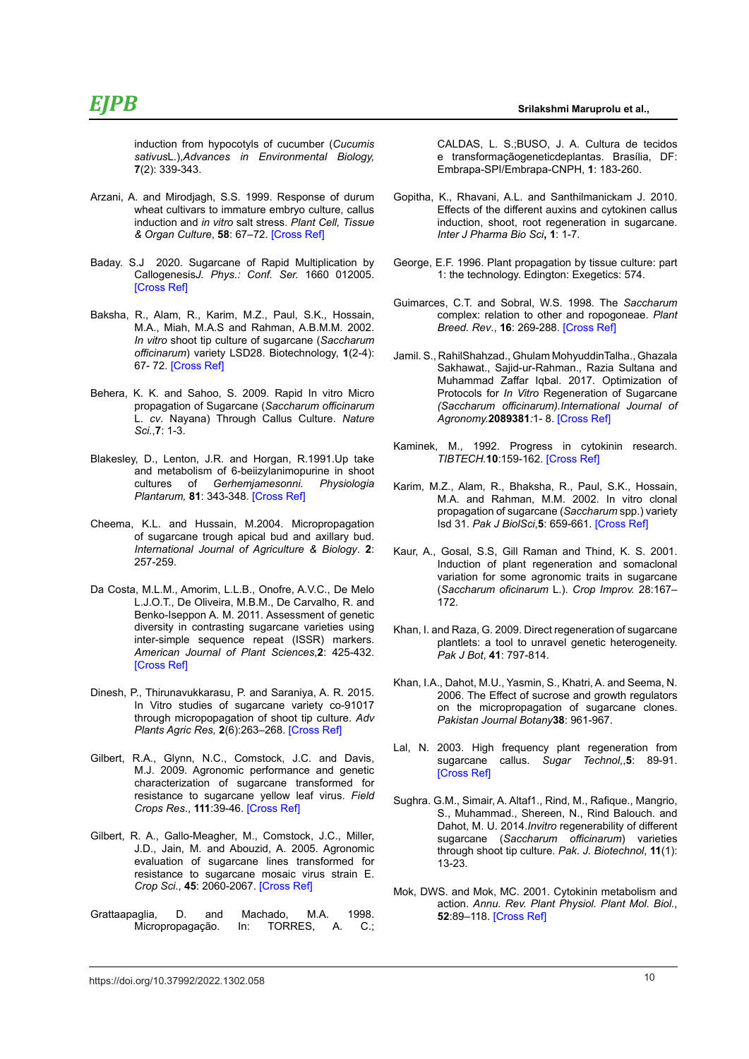induction from hypocotyls of cucumber (*Cucumis sativus*L.),*Advances in Environmental Biology,* **7**(2): 339-343.

Arzani, A. and Mirodjagh, S.S. 1999. Response of durum wheat cultivars to immature embryo culture, callus induction and *in vitro* salt stress. *Plant Cell, Tissue & Organ Culture*, **58**: 67–72. [Cross Ref]

Baday. S.J 2020. Sugarcane of Rapid Multiplication by Callogenesis*J. Phys.: Conf. Ser.* 1660 012005. [Cross Ref]

Baksha, R., Alam, R., Karim, M.Z., Paul, S.K., Hossain, M.A., Miah, M.A.S and Rahman, A.B.M.M. 2002. *In vitro* shoot tip culture of sugarcane (*Saccharum officinarum*) variety LSD28. Biotechnology, **1**(2-4): 67- 72. [Cross Ref]

Behera, K. K. and Sahoo, S. 2009. Rapid In vitro Micro propagation of Sugarcane (*Saccharum officinarum* L. *cv.* Nayana) Through Callus Culture. *Nature Sci.*,**7**: 1-3.

Blakesley, D., Lenton, J.R. and Horgan, R.1991.Up take and metabolism of 6-beiizylanimopurine in shoot cultures of *Gerhemjamesonni. Physiologia Plantarum,* **81**: 343-348. [Cross Ref]

Cheema, K.L. and Hussain, M.2004. Micropropagation of sugarcane trough apical bud and axillary bud. *International Journal of Agriculture & Biology*. **2**: 257-259.

Da Costa, M.L.M., Amorim, L.L.B., Onofre, A.V.C., De Melo L.J.O.T., De Oliveira, M.B.M., De Carvalho, R. and Benko-Iseppon A. M. 2011. Assessment of genetic diversity in contrasting sugarcane varieties using inter-simple sequence repeat (ISSR) markers. *American Journal of Plant Sciences*,**2**: 425-432. [Cross Ref]

Dinesh, P., Thirunavukkarasu, P. and Saraniya, A. R. 2015. In Vitro studies of sugarcane variety co-91017 through micropopagation of shoot tip culture. *Adv Plants Agric Res,* **2**(6):263–268. [Cross Ref]

Gilbert, R.A., Glynn, N.C., Comstock, J.C. and Davis, M.J. 2009. Agronomic performance and genetic characterization of sugarcane transformed for resistance to sugarcane yellow leaf virus. *Field Crops Res.*, **111**:39-46. [Cross Ref]

Gilbert, R. A., Gallo-Meagher, M., Comstock, J.C., Miller, J.D., Jain, M. and Abouzid, A. 2005. Agronomic evaluation of sugarcane lines transformed for resistance to sugarcane mosaic virus strain E. *Crop Sci.*, **45**: 2060-2067. [Cross Ref]

Grattaapaglia, D. and Machado, M.A. 1998. Micropropagação. In: TORRES, A. C.; CALDAS, L. S.;BUSO, J. A. Cultura de tecidos e transformaçãogeneticdeplantas. Brasília, DF: Embrapa-SPI/Embrapa-CNPH, **1**: 183-260.

Gopitha, K., Rhavani, A.L. and Santhilmanickam J. 2010. Effects of the different auxins and cytokinen callus induction, shoot, root regeneration in sugarcane. *Inter J Pharma Bio Sci*, **1**: 1-7.

George, E.F. 1996. Plant propagation by tissue culture: part 1: the technology. Edington: Exegetics: 574.

Guimarces, C.T. and Sobral, W.S. 1998. The *Saccharum* complex: relation to other and ropogoneae. *Plant Breed. Rev.*, **16**: 269-288. [Cross Ref]

Jamil. S., RahilShahzad., Ghulam MohyuddinTalha., Ghazala Sakhawat., Sajid-ur-Rahman., Razia Sultana and Muhammad Zaffar Iqbal. 2017. Optimization of Protocols for *In Vitro* Regeneration of Sugarcane *(Saccharum officinarum).International Journal of Agronomy.***2089381**:1- 8. [Cross Ref]

Kaminek, M., 1992. Progress in cytokinin research. *TIBTECH.***10**:159-162. [Cross Ref]

Karim, M.Z., Alam, R., Bhaksha, R., Paul, S.K., Hossain, M.A. and Rahman, M.M. 2002. In vitro clonal propagation of sugarcane (*Saccharum* spp.) variety Isd 31. *Pak J BiolSci*,**5**: 659-661. [Cross Ref]

Kaur, A., Gosal, S.S, Gill Raman and Thind, K. S. 2001. Induction of plant regeneration and somaclonal variation for some agronomic traits in sugarcane (*Saccharum oficinarum* L.). *Crop Improv.* 28:167–172.

Khan, I. and Raza, G. 2009. Direct regeneration of sugarcane plantlets: a tool to unravel genetic heterogeneity. *Pak J Bot*, **41**: 797-814.

Khan, I.A., Dahot, M.U., Yasmin, S., Khatri, A. and Seema, N. 2006. The Effect of sucrose and growth regulators on the micropropagation of sugarcane clones. *Pakistan Journal Botany***38**: 961-967.

Lal, N. 2003. High frequency plant regeneration from sugarcane callus. *Sugar Technol,*,**5**: 89-91. [Cross Ref]

Sughra. G.M., Simair, A. Altaf1., Rind, M., Rafique., Mangrio, S., Muhammad., Shereen, N., Rind Balouch. and Dahot, M. U. 2014.*Invitro* regenerability of different sugarcane (*Saccharum officinarum*) varieties through shoot tip culture. *Pak. J. Biotechnol*, **11**(1): 13-23.

Mok, DWS. and Mok, MC. 2001. Cytokinin metabolism and action. *Annu. Rev. Plant Physiol. Plant Mol. Biol.*, **52**:89–118. [Cross Ref]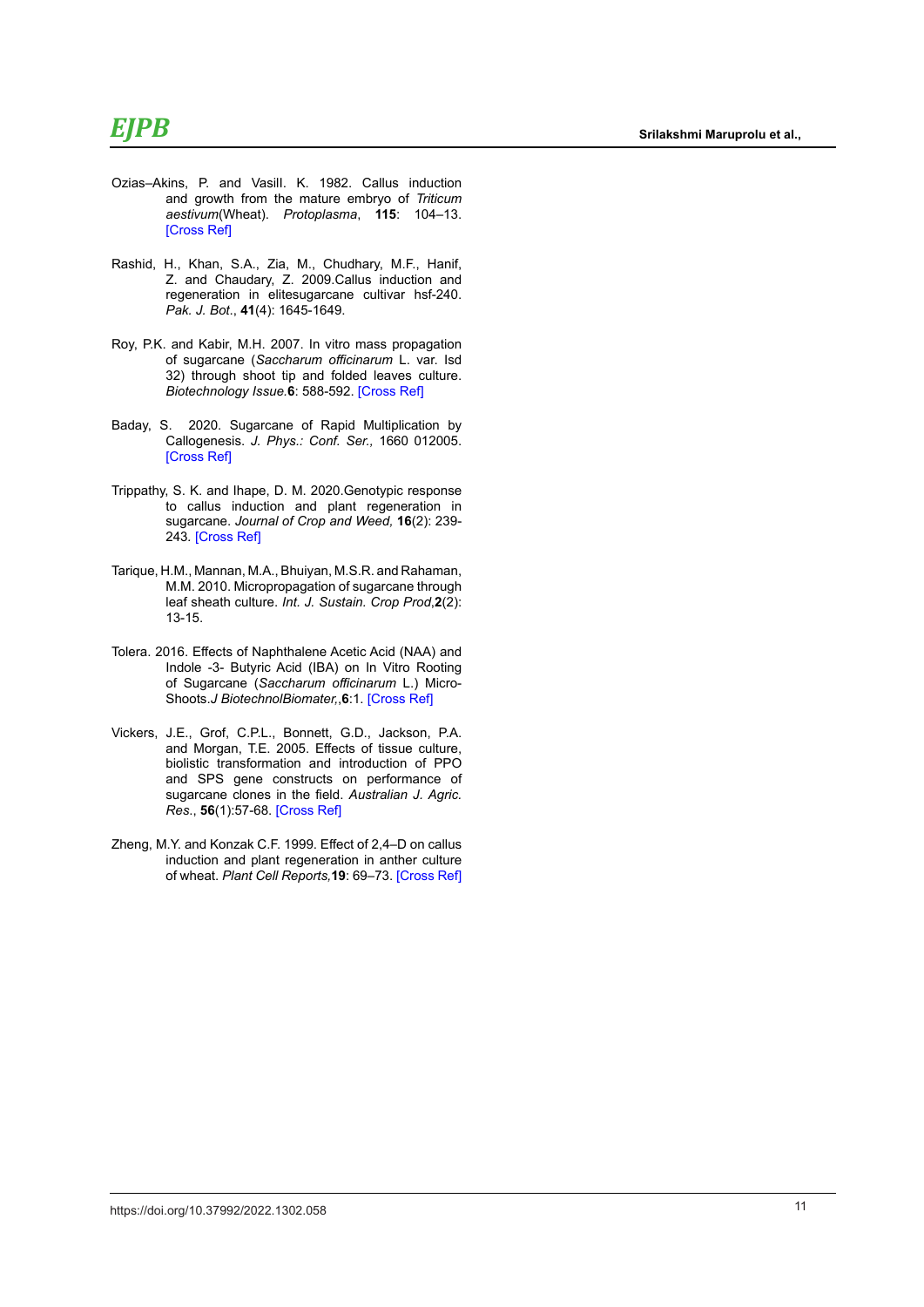Ozias–Akins, P. and VasilI. K. 1982. Callus induction and growth from the mature embryo of *Triticum aestivum*(Wheat). *Protoplasma*, **115**: 104–13. [Cross Ref]

Rashid, H., Khan, S.A., Zia, M., Chudhary, M.F., Hanif, Z. and Chaudary, Z. 2009.Callus induction and regeneration in elitesugarcane cultivar hsf-240. *Pak. J. Bot.*, **41**(4): 1645-1649.

Roy, P.K. and Kabir, M.H. 2007. In vitro mass propagation of sugarcane (*Saccharum officinarum* L. var. Isd 32) through shoot tip and folded leaves culture. *Biotechnology Issue.***6**: 588-592. [Cross Ref]

Baday, S. 2020. Sugarcane of Rapid Multiplication by Callogenesis. *J. Phys.: Conf. Ser.,* 1660 012005. [Cross Ref]

Trippathy, S. K. and Ihape, D. M. 2020.Genotypic response to callus induction and plant regeneration in sugarcane. *Journal of Crop and Weed,* **16**(2): 239-243. [Cross Ref]

Tarique, H.M., Mannan, M.A., Bhuiyan, M.S.R. and Rahaman, M.M. 2010. Micropropagation of sugarcane through leaf sheath culture. *Int. J. Sustain. Crop Prod*,**2**(2): 13-15.

Tolera. 2016. Effects of Naphthalene Acetic Acid (NAA) and Indole -3- Butyric Acid (IBA) on In Vitro Rooting of Sugarcane (*Saccharum officinarum* L.) Micro-Shoots.*J BiotechnolBiomater,*,**6**:1. [Cross Ref]

Vickers, J.E., Grof, C.P.L., Bonnett, G.D., Jackson, P.A. and Morgan, T.E. 2005. Effects of tissue culture, biolistic transformation and introduction of PPO and SPS gene constructs on performance of sugarcane clones in the field. *Australian J. Agric. Res.*, **56**(1):57-68. [Cross Ref]

Zheng, M.Y. and Konzak C.F. 1999. Effect of 2,4–D on callus induction and plant regeneration in anther culture of wheat. *Plant Cell Reports,***19**: 69–73. [Cross Ref]